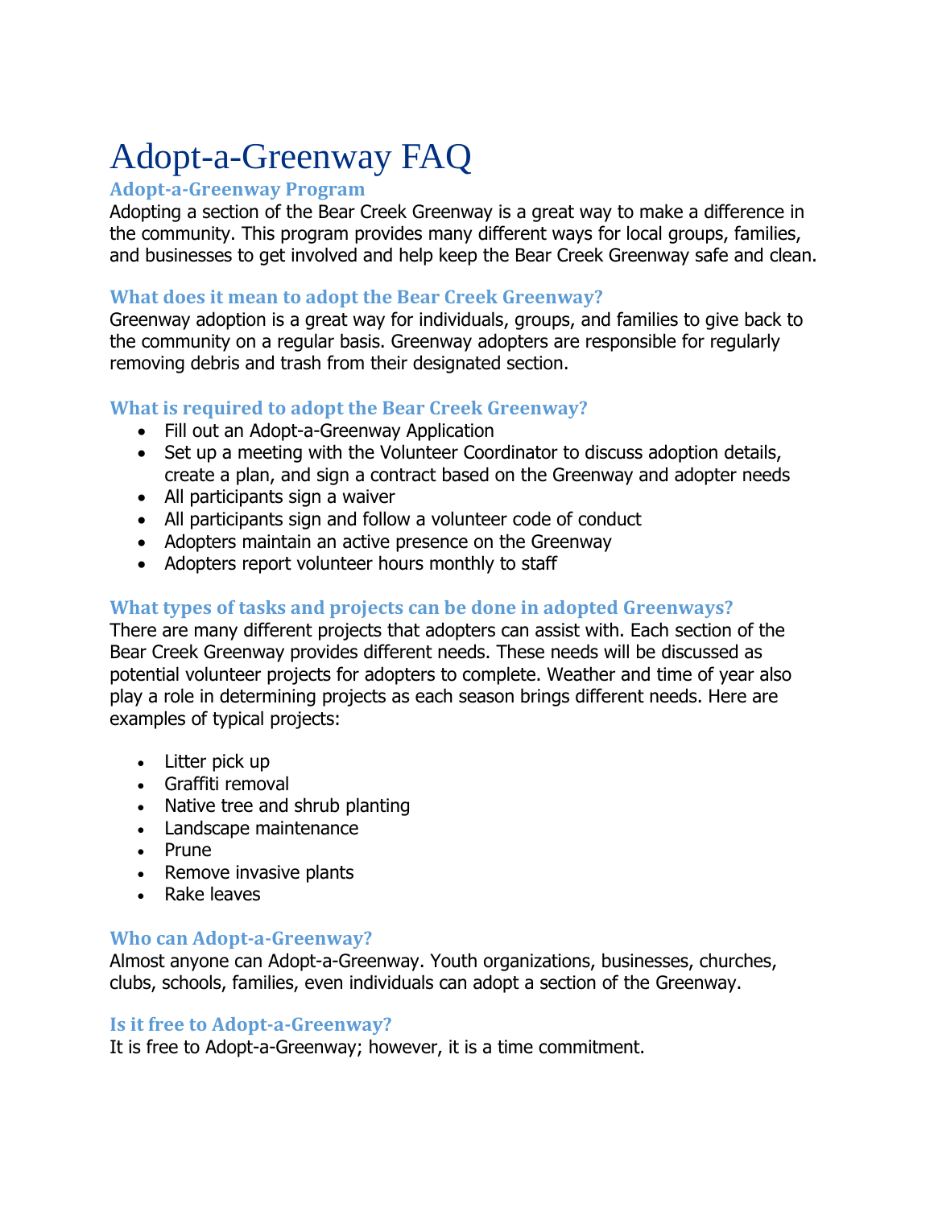# Adopt-a-Greenway FAQ

## Adopt-a-Greenway Program

Adopting a section of the Bear Creek Greenway is a great way to make a difference in the community. This program provides many different ways for local groups, families, and businesses to get involved and help keep the Bear Creek Greenway safe and clean.

## What does it mean to adopt the Bear Creek Greenway?

Greenway adoption is a great way for individuals, groups, and families to give back to the community on a regular basis. Greenway adopters are responsible for regularly removing debris and trash from their designated section.

## What is required to adopt the Bear Creek Greenway?

- Fill out an Adopt-a-Greenway Application
- Set up a meeting with the Volunteer Coordinator to discuss adoption details, create a plan, and sign a contract based on the Greenway and adopter needs
- All participants sign a waiver
- All participants sign and follow a volunteer code of conduct
- Adopters maintain an active presence on the Greenway
- Adopters report volunteer hours monthly to staff

## What types of tasks and projects can be done in adopted Greenways?

There are many different projects that adopters can assist with. Each section of the Bear Creek Greenway provides different needs. These needs will be discussed as potential volunteer projects for adopters to complete. Weather and time of year also play a role in determining projects as each season brings different needs. Here are examples of typical projects:

- Litter pick up
- Graffiti removal
- Native tree and shrub planting
- Landscape maintenance
- Prune
- Remove invasive plants
- Rake leaves

## Who can Adopt-a-Greenway?

Almost anyone can Adopt-a-Greenway. Youth organizations, businesses, churches, clubs, schools, families, even individuals can adopt a section of the Greenway.

## Is it free to Adopt-a-Greenway?

It is free to Adopt-a-Greenway; however, it is a time commitment.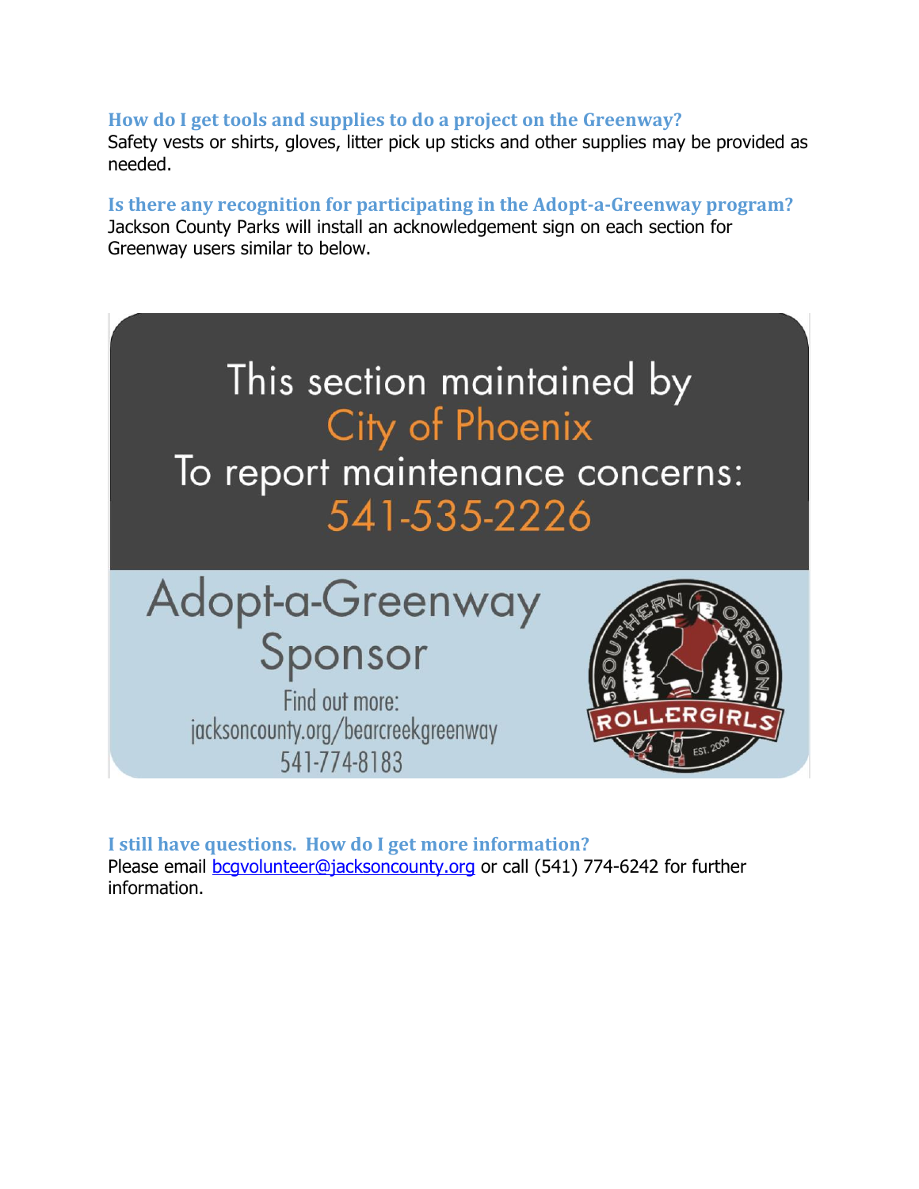### How do I get tools and supplies to do a project on the Greenway?

Safety vests or shirts, gloves, litter pick up sticks and other supplies may be provided as needed.

### Is there any recognition for participating in the Adopt-a-Greenway program?

Jackson County Parks will install an acknowledgement sign on each section for Greenway users similar to below.

This section maintained by
City of Phoenix
To report maintenance concerns:
541-535-2226

Adopt-a-Greenway
Sponsor
Find out more:
jacksoncounty.org/bearcreekgreenway
541-774-8183

SOUTHERN OREGON ROLLERGIRLS EST. 2009

### I still have questions. How do I get more information?

Please email [bcgvolunteer@jacksoncounty.org](mailto:bcgvolunteer@jacksoncounty.org) or call (541) 774-6242 for further information.